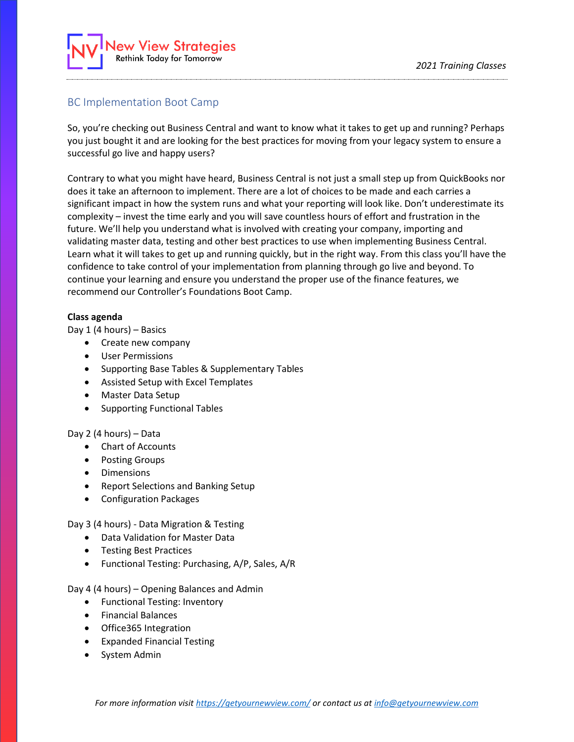## BC Implementation Boot Camp

So, you're checking out Business Central and want to know what it takes to get up and running? Perhaps you just bought it and are looking for the best practices for moving from your legacy system to ensure a successful go live and happy users?

Contrary to what you might have heard, Business Central is not just a small step up from QuickBooks nor does it take an afternoon to implement. There are a lot of choices to be made and each carries a significant impact in how the system runs and what your reporting will look like. Don't underestimate its complexity – invest the time early and you will save countless hours of effort and frustration in the future. We'll help you understand what is involved with creating your company, importing and validating master data, testing and other best practices to use when implementing Business Central. Learn what it will takes to get up and running quickly, but in the right way. From this class you'll have the confidence to take control of your implementation from planning through go live and beyond. To continue your learning and ensure you understand the proper use of the finance features, we recommend our Controller's Foundations Boot Camp.

**Class agenda**

Day 1 (4 hours) – Basics

- Create new company
- User Permissions
- Supporting Base Tables & Supplementary Tables
- Assisted Setup with Excel Templates
- Master Data Setup
- Supporting Functional Tables

Day 2 (4 hours) – Data

- Chart of Accounts
- Posting Groups
- Dimensions
- Report Selections and Banking Setup
- Configuration Packages

Day 3 (4 hours) - Data Migration & Testing

- Data Validation for Master Data
- Testing Best Practices
- Functional Testing: Purchasing, A/P, Sales, A/R

Day 4 (4 hours) – Opening Balances and Admin

- Functional Testing: Inventory
- Financial Balances
- Office365 Integration
- Expanded Financial Testing
- System Admin

*For more information visit [https://getyournewview.com/](https://getyournewview.com/) or contact us at [info@getyournewview.com](mailto:info@getyournewview.com)*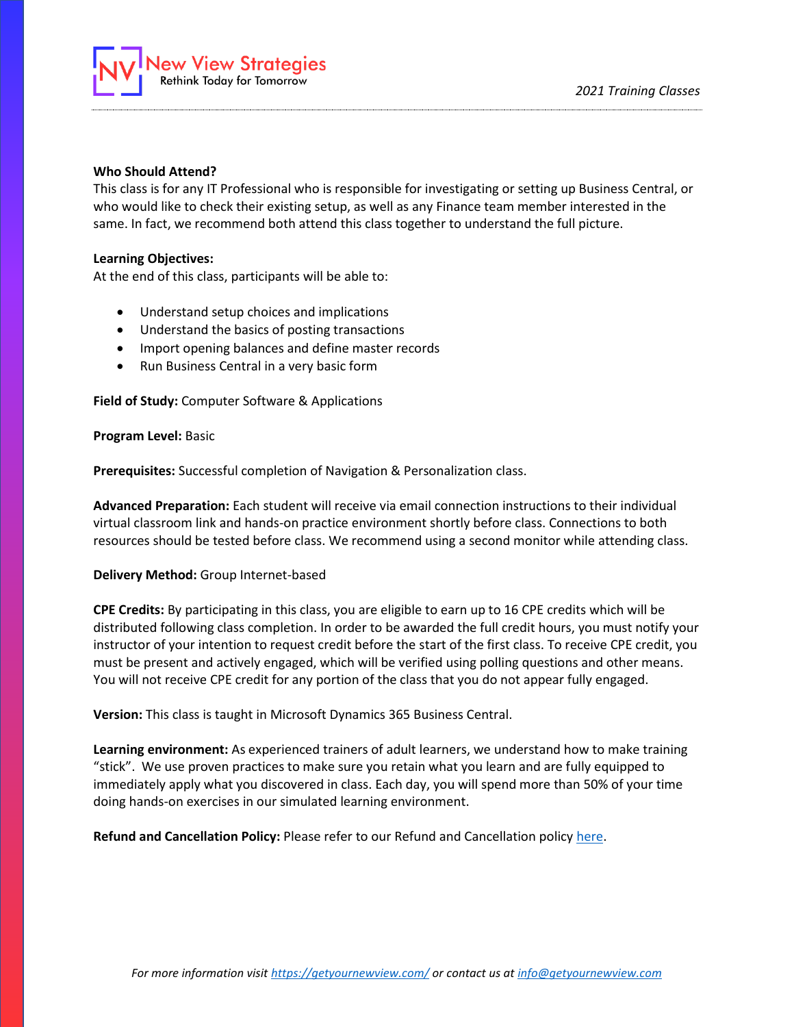**Who Should Attend?**
This class is for any IT Professional who is responsible for investigating or setting up Business Central, or who would like to check their existing setup, as well as any Finance team member interested in the same. In fact, we recommend both attend this class together to understand the full picture.

**Learning Objectives:**
At the end of this class, participants will be able to:

- Understand setup choices and implications
- Understand the basics of posting transactions
- Import opening balances and define master records
- Run Business Central in a very basic form

**Field of Study:** Computer Software & Applications

**Program Level:** Basic

**Prerequisites:** Successful completion of Navigation & Personalization class.

**Advanced Preparation:** Each student will receive via email connection instructions to their individual virtual classroom link and hands-on practice environment shortly before class. Connections to both resources should be tested before class. We recommend using a second monitor while attending class.

**Delivery Method:** Group Internet-based

**CPE Credits:** By participating in this class, you are eligible to earn up to 16 CPE credits which will be distributed following class completion. In order to be awarded the full credit hours, you must notify your instructor of your intention to request credit before the start of the first class. To receive CPE credit, you must be present and actively engaged, which will be verified using polling questions and other means. You will not receive CPE credit for any portion of the class that you do not appear fully engaged.

**Version:** This class is taught in Microsoft Dynamics 365 Business Central.

**Learning environment:** As experienced trainers of adult learners, we understand how to make training "stick". We use proven practices to make sure you retain what you learn and are fully equipped to immediately apply what you discovered in class. Each day, you will spend more than 50% of your time doing hands-on exercises in our simulated learning environment.

**Refund and Cancellation Policy:** Please refer to our Refund and Cancellation policy here.

*For more information visit https://getyournewview.com/ or contact us at info@getyournewview.com*